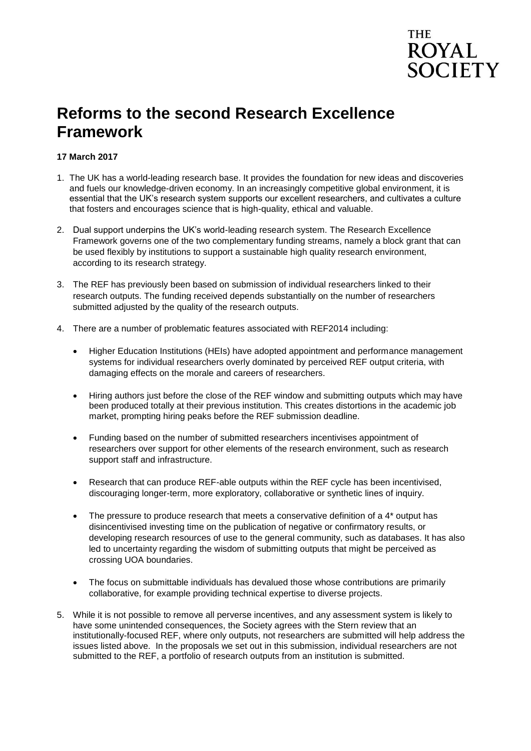THE ROYAL SOCIETY

# Reforms to the second Research Excellence Framework

**17 March 2017**

1. The UK has a world-leading research base. It provides the foundation for new ideas and discoveries and fuels our knowledge-driven economy. In an increasingly competitive global environment, it is essential that the UK's research system supports our excellent researchers, and cultivates a culture that fosters and encourages science that is high-quality, ethical and valuable.

2. Dual support underpins the UK's world-leading research system. The Research Excellence Framework governs one of the two complementary funding streams, namely a block grant that can be used flexibly by institutions to support a sustainable high quality research environment, according to its research strategy.

3. The REF has previously been based on submission of individual researchers linked to their research outputs. The funding received depends substantially on the number of researchers submitted adjusted by the quality of the research outputs.

4. There are a number of problematic features associated with REF2014 including:

   - Higher Education Institutions (HEIs) have adopted appointment and performance management systems for individual researchers overly dominated by perceived REF output criteria, with damaging effects on the morale and careers of researchers.

   - Hiring authors just before the close of the REF window and submitting outputs which may have been produced totally at their previous institution. This creates distortions in the academic job market, prompting hiring peaks before the REF submission deadline.

   - Funding based on the number of submitted researchers incentivises appointment of researchers over support for other elements of the research environment, such as research support staff and infrastructure.

   - Research that can produce REF-able outputs within the REF cycle has been incentivised, discouraging longer-term, more exploratory, collaborative or synthetic lines of inquiry.

   - The pressure to produce research that meets a conservative definition of a 4* output has disincentivised investing time on the publication of negative or confirmatory results, or developing research resources of use to the general community, such as databases. It has also led to uncertainty regarding the wisdom of submitting outputs that might be perceived as crossing UOA boundaries.

   - The focus on submittable individuals has devalued those whose contributions are primarily collaborative, for example providing technical expertise to diverse projects.

5. While it is not possible to remove all perverse incentives, and any assessment system is likely to have some unintended consequences, the Society agrees with the Stern review that an institutionally-focused REF, where only outputs, not researchers are submitted will help address the issues listed above. In the proposals we set out in this submission, individual researchers are not submitted to the REF, a portfolio of research outputs from an institution is submitted.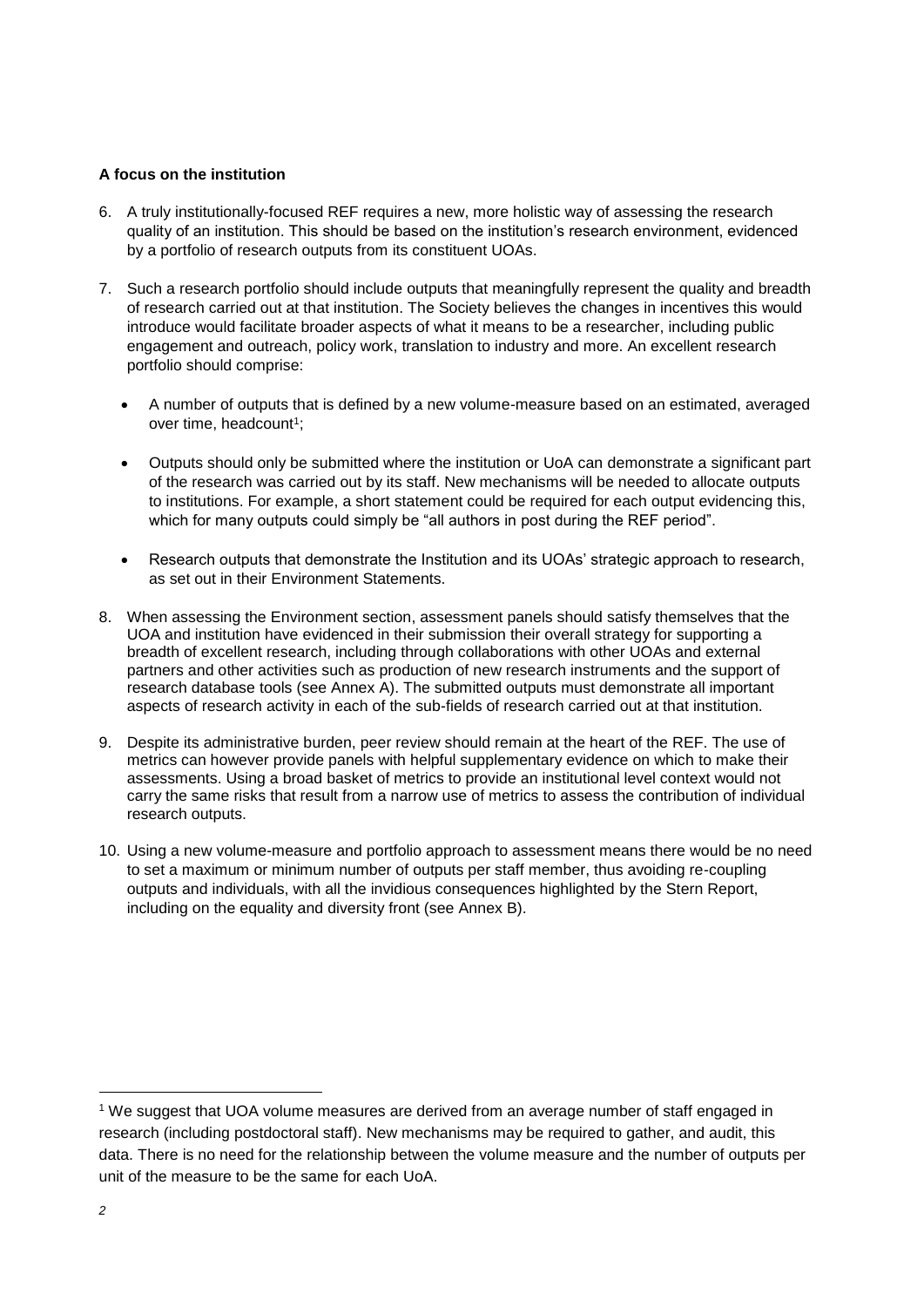**A focus on the institution**

6. A truly institutionally-focused REF requires a new, more holistic way of assessing the research quality of an institution. This should be based on the institution's research environment, evidenced by a portfolio of research outputs from its constituent UOAs.

7. Such a research portfolio should include outputs that meaningfully represent the quality and breadth of research carried out at that institution. The Society believes the changes in incentives this would introduce would facilitate broader aspects of what it means to be a researcher, including public engagement and outreach, policy work, translation to industry and more. An excellent research portfolio should comprise:

   - A number of outputs that is defined by a new volume-measure based on an estimated, averaged over time, headcount[1];

   - Outputs should only be submitted where the institution or UoA can demonstrate a significant part of the research was carried out by its staff. New mechanisms will be needed to allocate outputs to institutions. For example, a short statement could be required for each output evidencing this, which for many outputs could simply be "all authors in post during the REF period".

   - Research outputs that demonstrate the Institution and its UOAs' strategic approach to research, as set out in their Environment Statements.

8. When assessing the Environment section, assessment panels should satisfy themselves that the UOA and institution have evidenced in their submission their overall strategy for supporting a breadth of excellent research, including through collaborations with other UOAs and external partners and other activities such as production of new research instruments and the support of research database tools (see Annex A). The submitted outputs must demonstrate all important aspects of research activity in each of the sub-fields of research carried out at that institution.

9. Despite its administrative burden, peer review should remain at the heart of the REF. The use of metrics can however provide panels with helpful supplementary evidence on which to make their assessments. Using a broad basket of metrics to provide an institutional level context would not carry the same risks that result from a narrow use of metrics to assess the contribution of individual research outputs.

10. Using a new volume-measure and portfolio approach to assessment means there would be no need to set a maximum or minimum number of outputs per staff member, thus avoiding re-coupling outputs and individuals, with all the invidious consequences highlighted by the Stern Report, including on the equality and diversity front (see Annex B).

---

[1] We suggest that UOA volume measures are derived from an average number of staff engaged in research (including postdoctoral staff). New mechanisms may be required to gather, and audit, this data. There is no need for the relationship between the volume measure and the number of outputs per unit of the measure to be the same for each UoA.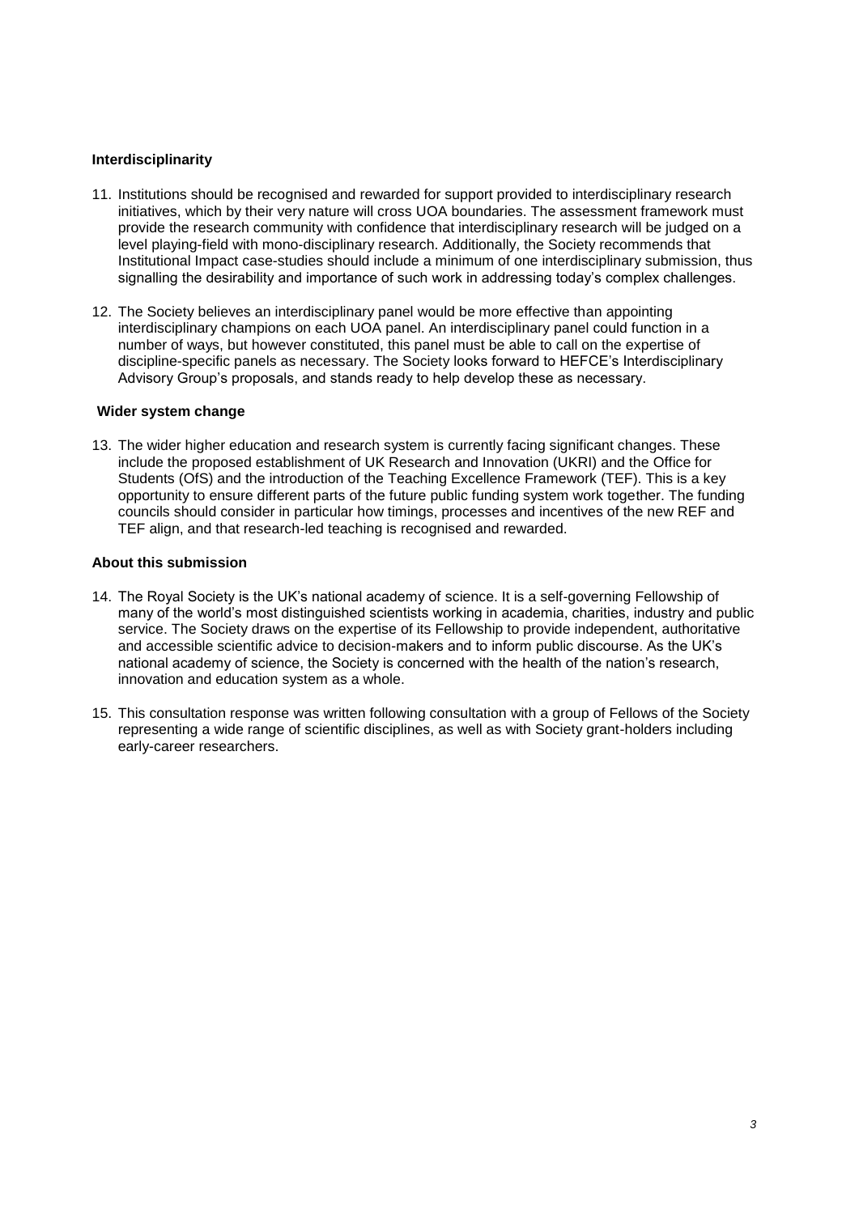**Interdisciplinarity**

11. Institutions should be recognised and rewarded for support provided to interdisciplinary research initiatives, which by their very nature will cross UOA boundaries. The assessment framework must provide the research community with confidence that interdisciplinary research will be judged on a level playing-field with mono-disciplinary research. Additionally, the Society recommends that Institutional Impact case-studies should include a minimum of one interdisciplinary submission, thus signalling the desirability and importance of such work in addressing today's complex challenges.

12. The Society believes an interdisciplinary panel would be more effective than appointing interdisciplinary champions on each UOA panel. An interdisciplinary panel could function in a number of ways, but however constituted, this panel must be able to call on the expertise of discipline-specific panels as necessary. The Society looks forward to HEFCE's Interdisciplinary Advisory Group's proposals, and stands ready to help develop these as necessary.

**Wider system change**

13. The wider higher education and research system is currently facing significant changes. These include the proposed establishment of UK Research and Innovation (UKRI) and the Office for Students (OfS) and the introduction of the Teaching Excellence Framework (TEF). This is a key opportunity to ensure different parts of the future public funding system work together. The funding councils should consider in particular how timings, processes and incentives of the new REF and TEF align, and that research-led teaching is recognised and rewarded.

**About this submission**

14. The Royal Society is the UK's national academy of science. It is a self-governing Fellowship of many of the world's most distinguished scientists working in academia, charities, industry and public service. The Society draws on the expertise of its Fellowship to provide independent, authoritative and accessible scientific advice to decision-makers and to inform public discourse. As the UK's national academy of science, the Society is concerned with the health of the nation's research, innovation and education system as a whole.

15. This consultation response was written following consultation with a group of Fellows of the Society representing a wide range of scientific disciplines, as well as with Society grant-holders including early-career researchers.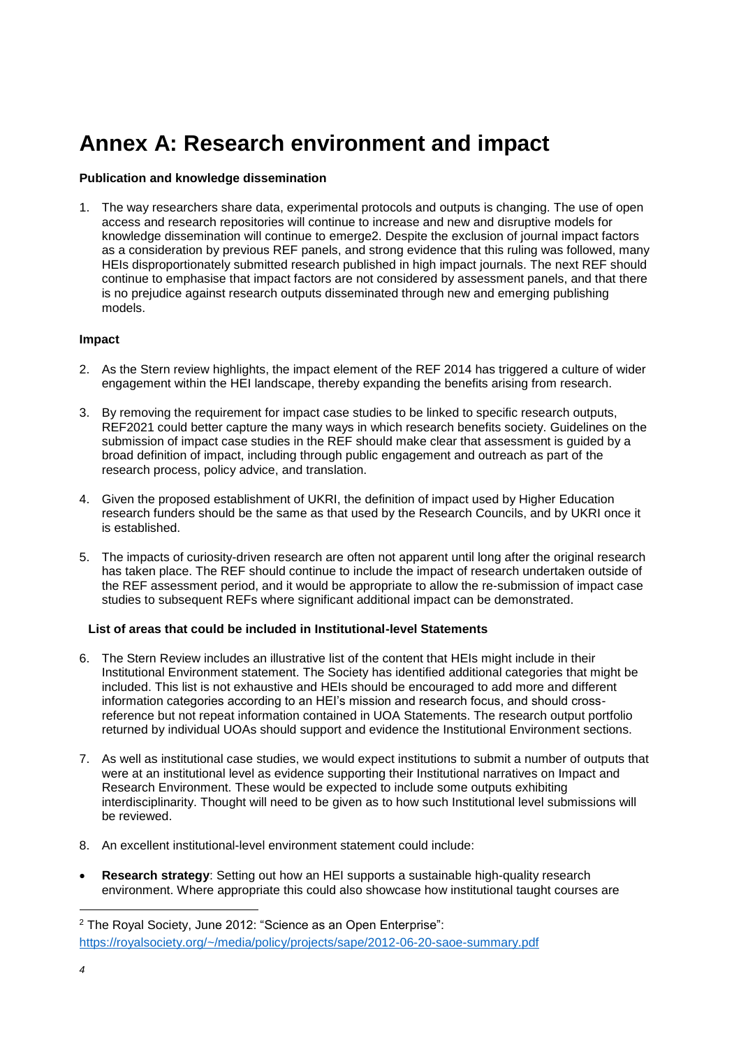# Annex A: Research environment and impact

**Publication and knowledge dissemination**

1. The way researchers share data, experimental protocols and outputs is changing. The use of open access and research repositories will continue to increase and new and disruptive models for knowledge dissemination will continue to emerge[2]. Despite the exclusion of journal impact factors as a consideration by previous REF panels, and strong evidence that this ruling was followed, many HEIs disproportionately submitted research published in high impact journals. The next REF should continue to emphasise that impact factors are not considered by assessment panels, and that there is no prejudice against research outputs disseminated through new and emerging publishing models.

**Impact**

2. As the Stern review highlights, the impact element of the REF 2014 has triggered a culture of wider engagement within the HEI landscape, thereby expanding the benefits arising from research.

3. By removing the requirement for impact case studies to be linked to specific research outputs, REF2021 could better capture the many ways in which research benefits society. Guidelines on the submission of impact case studies in the REF should make clear that assessment is guided by a broad definition of impact, including through public engagement and outreach as part of the research process, policy advice, and translation.

4. Given the proposed establishment of UKRI, the definition of impact used by Higher Education research funders should be the same as that used by the Research Councils, and by UKRI once it is established.

5. The impacts of curiosity-driven research are often not apparent until long after the original research has taken place. The REF should continue to include the impact of research undertaken outside of the REF assessment period, and it would be appropriate to allow the re-submission of impact case studies to subsequent REFs where significant additional impact can be demonstrated.

**List of areas that could be included in Institutional-level Statements**

6. The Stern Review includes an illustrative list of the content that HEIs might include in their Institutional Environment statement. The Society has identified additional categories that might be included. This list is not exhaustive and HEIs should be encouraged to add more and different information categories according to an HEI's mission and research focus, and should cross-reference but not repeat information contained in UOA Statements. The research output portfolio returned by individual UOAs should support and evidence the Institutional Environment sections.

7. As well as institutional case studies, we would expect institutions to submit a number of outputs that were at an institutional level as evidence supporting their Institutional narratives on Impact and Research Environment. These would be expected to include some outputs exhibiting interdisciplinarity. Thought will need to be given as to how such Institutional level submissions will be reviewed.

8. An excellent institutional-level environment statement could include:

- **Research strategy**: Setting out how an HEI supports a sustainable high-quality research environment. Where appropriate this could also showcase how institutional taught courses are

---

[2] The Royal Society, June 2012: "Science as an Open Enterprise": https://royalsociety.org/~/media/policy/projects/sape/2012-06-20-saoe-summary.pdf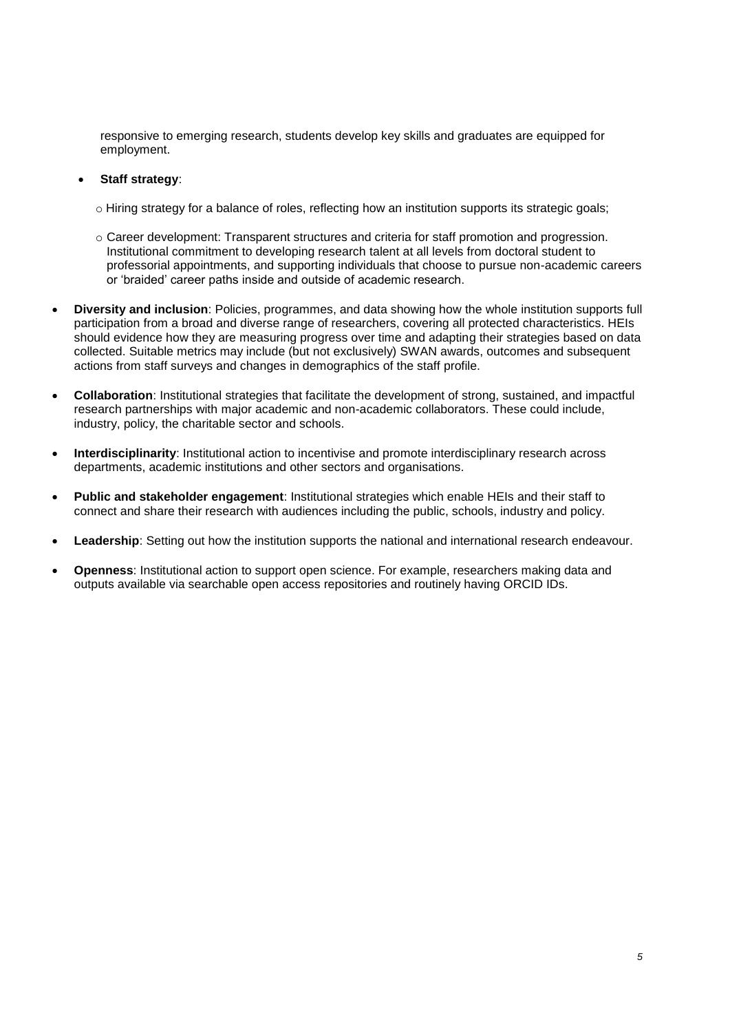responsive to emerging research, students develop key skills and graduates are equipped for employment.

- **Staff strategy**:
  - Hiring strategy for a balance of roles, reflecting how an institution supports its strategic goals;
  - Career development: Transparent structures and criteria for staff promotion and progression. Institutional commitment to developing research talent at all levels from doctoral student to professorial appointments, and supporting individuals that choose to pursue non-academic careers or 'braided' career paths inside and outside of academic research.

- **Diversity and inclusion**: Policies, programmes, and data showing how the whole institution supports full participation from a broad and diverse range of researchers, covering all protected characteristics. HEIs should evidence how they are measuring progress over time and adapting their strategies based on data collected. Suitable metrics may include (but not exclusively) SWAN awards, outcomes and subsequent actions from staff surveys and changes in demographics of the staff profile.
- **Collaboration**: Institutional strategies that facilitate the development of strong, sustained, and impactful research partnerships with major academic and non-academic collaborators. These could include, industry, policy, the charitable sector and schools.
- **Interdisciplinarity**: Institutional action to incentivise and promote interdisciplinary research across departments, academic institutions and other sectors and organisations.
- **Public and stakeholder engagement**: Institutional strategies which enable HEIs and their staff to connect and share their research with audiences including the public, schools, industry and policy.
- **Leadership**: Setting out how the institution supports the national and international research endeavour.
- **Openness**: Institutional action to support open science. For example, researchers making data and outputs available via searchable open access repositories and routinely having ORCID IDs.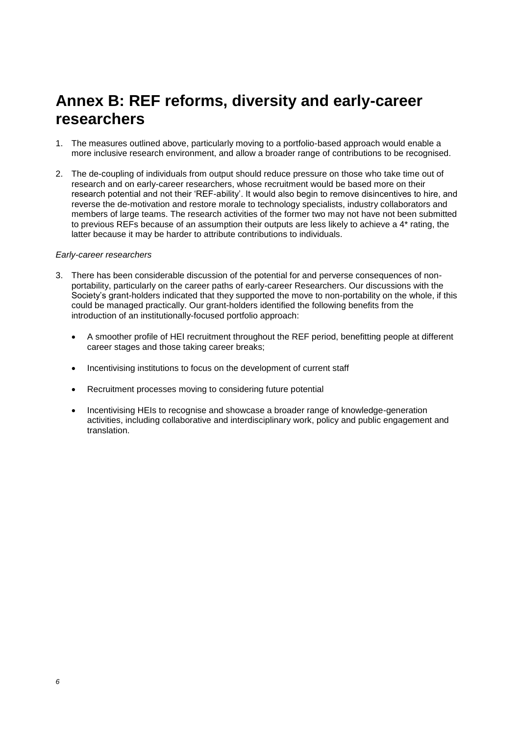# Annex B: REF reforms, diversity and early-career researchers

1. The measures outlined above, particularly moving to a portfolio-based approach would enable a more inclusive research environment, and allow a broader range of contributions to be recognised.

2. The de-coupling of individuals from output should reduce pressure on those who take time out of research and on early-career researchers, whose recruitment would be based more on their research potential and not their 'REF-ability'. It would also begin to remove disincentives to hire, and reverse the de-motivation and restore morale to technology specialists, industry collaborators and members of large teams. The research activities of the former two may not have not been submitted to previous REFs because of an assumption their outputs are less likely to achieve a 4* rating, the latter because it may be harder to attribute contributions to individuals.

*Early-career researchers*

3. There has been considerable discussion of the potential for and perverse consequences of non-portability, particularly on the career paths of early-career Researchers. Our discussions with the Society's grant-holders indicated that they supported the move to non-portability on the whole, if this could be managed practically. Our grant-holders identified the following benefits from the introduction of an institutionally-focused portfolio approach:

   - A smoother profile of HEI recruitment throughout the REF period, benefitting people at different career stages and those taking career breaks;
   - Incentivising institutions to focus on the development of current staff
   - Recruitment processes moving to considering future potential
   - Incentivising HEIs to recognise and showcase a broader range of knowledge-generation activities, including collaborative and interdisciplinary work, policy and public engagement and translation.